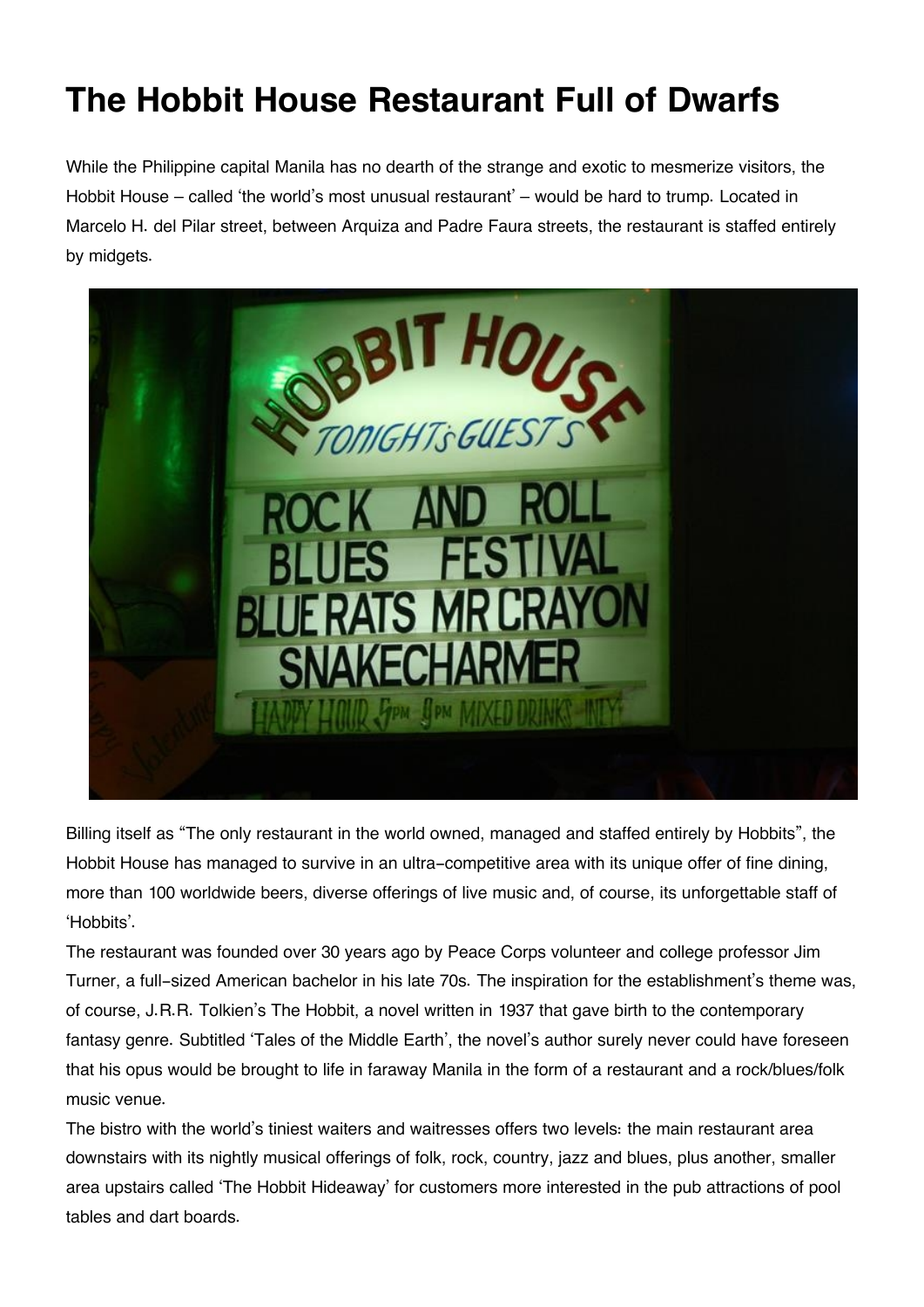# The Hobbit House Restaurant Full of Dwarfs

While the Philippine capital Manila has no dearth of the strange and exotic to mesmerize visitors, the Hobbit House – called 'the world's most unusual restaurant' – would be hard to trump. Located in Marcelo H. del Pilar street, between Arquiza and Padre Faura streets, the restaurant is staffed entirely by midgets.

Billing itself as "The only restaurant in the world owned, managed and staffed entirely by Hobbits", the Hobbit House has managed to survive in an ultra-competitive area with its unique offer of fine dining, more than 100 worldwide beers, diverse offerings of live music and, of course, its unforgettable staff of 'Hobbits'.

The restaurant was founded over 30 years ago by Peace Corps volunteer and college professor Jim Turner, a full-sized American bachelor in his late 70s. The inspiration for the establishment's theme was, of course, J.R.R. Tolkien's The Hobbit, a novel written in 1937 that gave birth to the contemporary fantasy genre. Subtitled 'Tales of the Middle Earth', the novel's author surely never could have foreseen that his opus would be brought to life in faraway Manila in the form of a restaurant and a rock/blues/folk music venue.

The bistro with the world's tiniest waiters and waitresses offers two levels: the main restaurant area downstairs with its nightly musical offerings of folk, rock, country, jazz and blues, plus another, smaller area upstairs called 'The Hobbit Hideaway' for customers more interested in the pub attractions of pool tables and dart boards.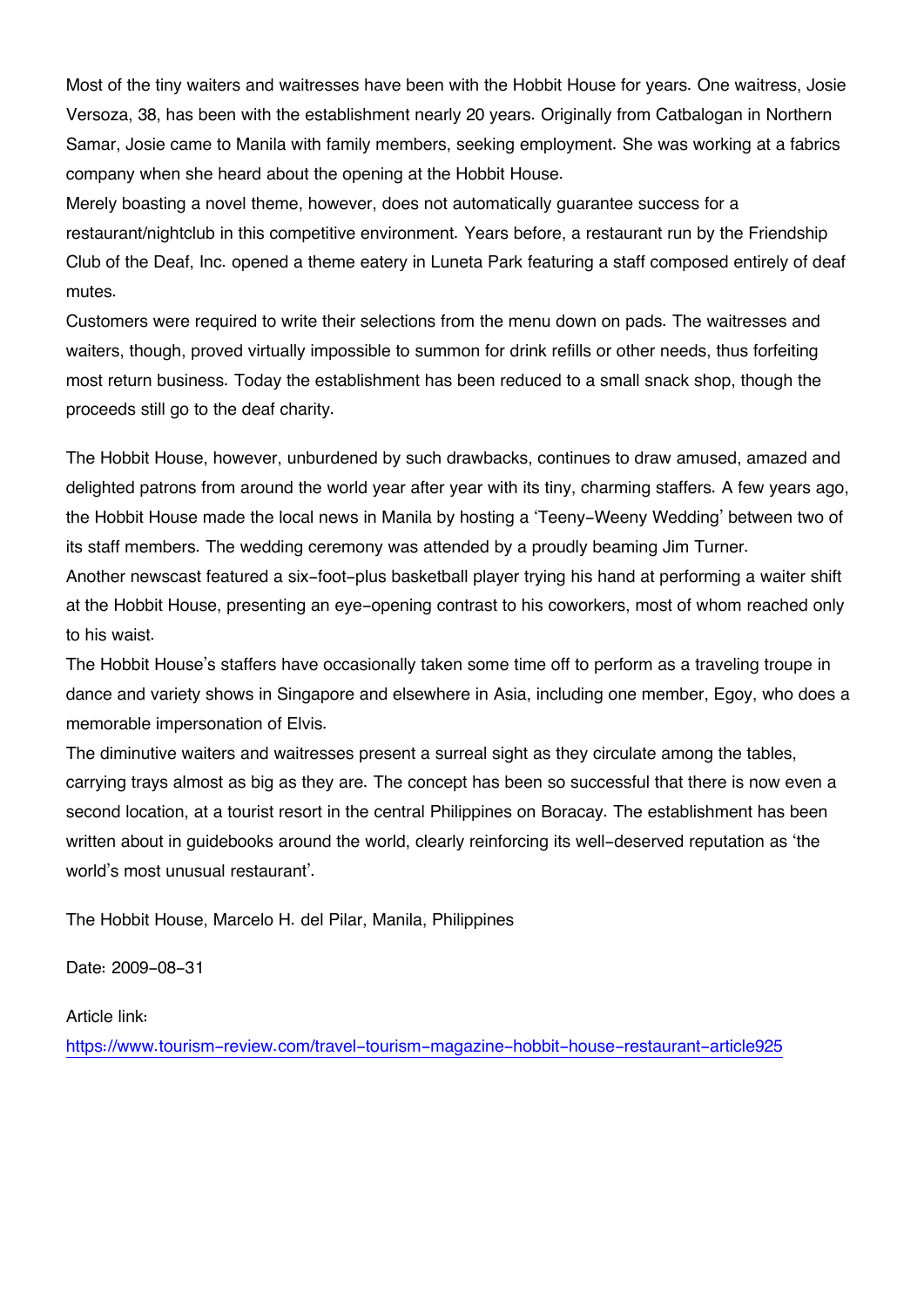Most of the tiny waiters and waitresses have been with the Hobbit House for years. One waitress, Josie Versoza, 38, has been with the establishment nearly 20 years. Originally from Catbalogan in Northern Samar, Josie came to Manila with family members, seeking employment. She was working at a fabrics company when she heard about the opening at the Hobbit House.

Merely boasting a novel theme, however, does not automatically guarantee success for a restaurant/nightclub in this competitive environment. Years before, a restaurant run by the Friendship Club of the Deaf, Inc. opened a theme eatery in Luneta Park featuring a staff composed entirely of deaf mutes.

Customers were required to write their selections from the menu down on pads. The waitresses and waiters, though, proved virtually impossible to summon for drink refills or other needs, thus forfeiting most return business. Today the establishment has been reduced to a small snack shop, though the proceeds still go to the deaf charity.

The Hobbit House, however, unburdened by such drawbacks, continues to draw amused, amazed and delighted patrons from around the world year after year with its tiny, charming staffers. A few years ago, the Hobbit House made the local news in Manila by hosting a 'Teeny-Weeny Wedding' between two of its staff members. The wedding ceremony was attended by a proudly beaming Jim Turner.

Another newscast featured a six-foot-plus basketball player trying his hand at performing a waiter shift at the Hobbit House, presenting an eye-opening contrast to his coworkers, most of whom reached only to his waist.

The Hobbit House's staffers have occasionally taken some time off to perform as a traveling troupe in dance and variety shows in Singapore and elsewhere in Asia, including one member, Egoy, who does a memorable impersonation of Elvis.

The diminutive waiters and waitresses present a surreal sight as they circulate among the tables, carrying trays almost as big as they are. The concept has been so successful that there is now even a second location, at a tourist resort in the central Philippines on Boracay. The establishment has been written about in guidebooks around the world, clearly reinforcing its well-deserved reputation as 'the world's most unusual restaurant'.

The Hobbit House, Marcelo H. del Pilar, Manila, Philippines

Date: 2009-08-31

Article link:
https://www.tourism-review.com/travel-tourism-magazine-hobbit-house-restaurant-article925